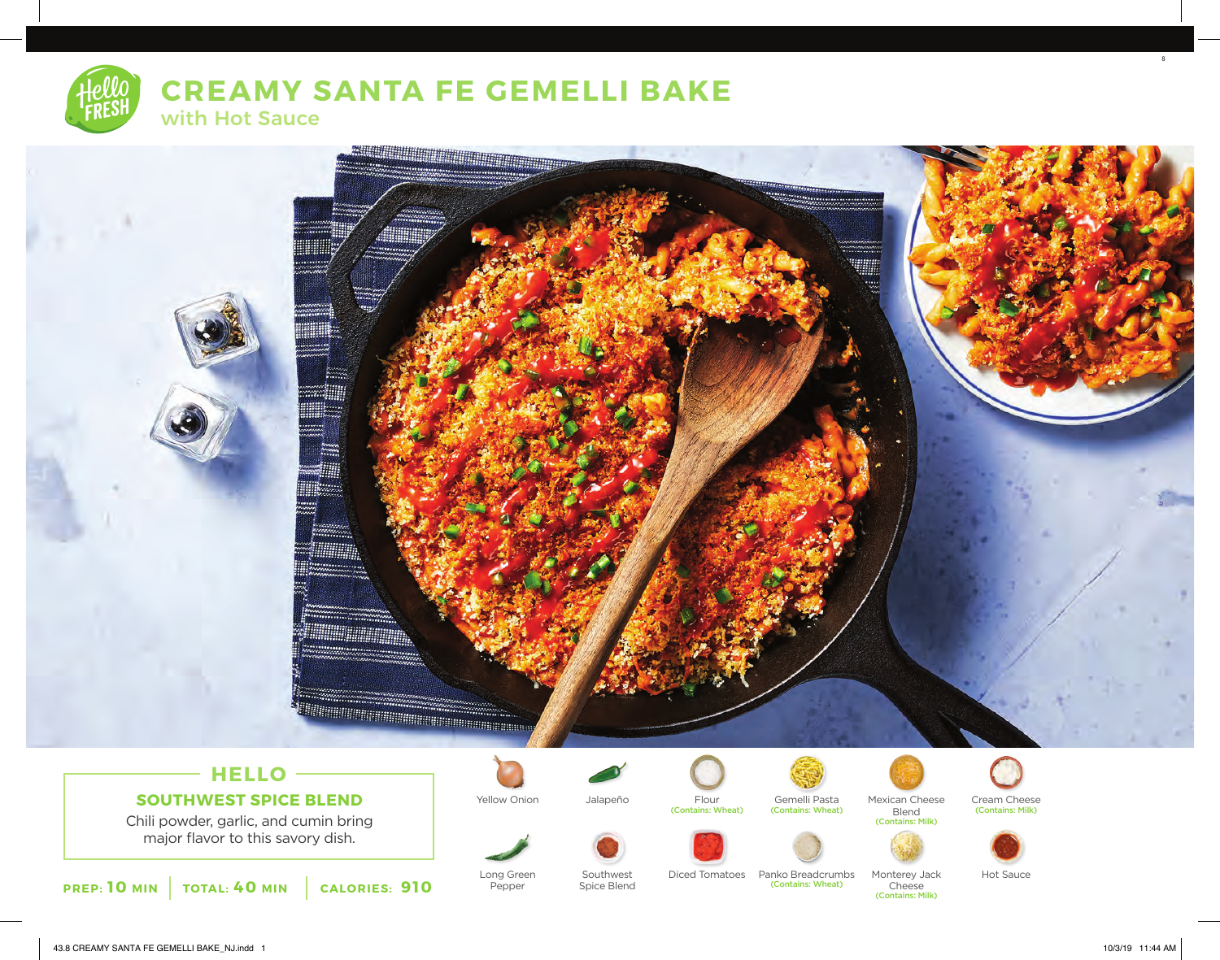# CREAMY SANTA FE GEMELLI BAKE

## with Hot Sauce

### HELLO

**SOUTHWEST SPICE BLEND**

Chili powder, garlic, and cumin bring major flavor to this savory dish.

**PREP: 10 MIN** | **TOTAL: 40 MIN** | **CALORIES: 910**

- Yellow Onion
- Jalapeño
- Flour (Contains: Wheat)
- Gemelli Pasta (Contains: Wheat)
- Mexican Cheese Blend (Contains: Milk)
- Cream Cheese (Contains: Milk)
- Long Green Pepper
- Southwest Spice Blend
- Diced Tomatoes
- Panko Breadcrumbs (Contains: Wheat)
- Monterey Jack Cheese (Contains: Milk)
- Hot Sauce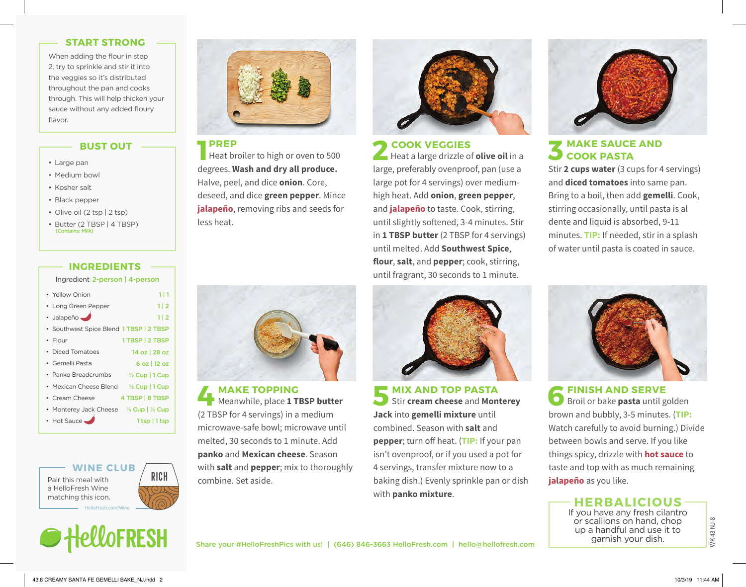## START STRONG

When adding the flour in step 2, try to sprinkle and stir it into the veggies so it's distributed throughout the pan and cooks through. This will help thicken your sauce without any added floury flavor.

## BUST OUT

- Large pan
- Medium bowl
- Kosher salt
- Black pepper
- Olive oil (2 tsp | 2 tsp)
- Butter (2 TBSP | 4 TBSP) (Contains: Milk)

## INGREDIENTS

| Ingredient | 2-person \| 4-person |
|---|---|
| Yellow Onion | 1 \| 1 |
| Long Green Pepper | 1 \| 2 |
| Jalapeño | 1 \| 2 |
| Southwest Spice Blend | 1 TBSP \| 2 TBSP |
| Flour | 1 TBSP \| 2 TBSP |
| Diced Tomatoes | 14 oz \| 28 oz |
| Gemelli Pasta | 6 oz \| 12 oz |
| Panko Breadcrumbs | ½ Cup \| 1 Cup |
| Mexican Cheese Blend | ½ Cup \| 1 Cup |
| Cream Cheese | 4 TBSP \| 8 TBSP |
| Monterey Jack Cheese | ¼ Cup \| ½ Cup |
| Hot Sauce | 1 tsp \| 1 tsp |

## WINE CLUB

Pair this meal with a HelloFresh Wine matching this icon.

HelloFresh.com/Wine

RICH

HelloFRESH

## 1 PREP

Heat broiler to high or oven to 500 degrees. **Wash and dry all produce.** Halve, peel, and dice **onion**. Core, deseed, and dice **green pepper**. Mince **jalapeño**, removing ribs and seeds for less heat.

## 2 COOK VEGGIES

Heat a large drizzle of **olive oil** in a large, preferably ovenproof, pan (use a large pot for 4 servings) over medium-high heat. Add **onion**, **green pepper**, and **jalapeño** to taste. Cook, stirring, until slightly softened, 3-4 minutes. Stir in **1 TBSP butter** (2 TBSP for 4 servings) until melted. Add **Southwest Spice**, **flour**, **salt**, and **pepper**; cook, stirring, until fragrant, 30 seconds to 1 minute.

## 3 MAKE SAUCE AND COOK PASTA

Stir **2 cups water** (3 cups for 4 servings) and **diced tomatoes** into same pan. Bring to a boil, then add **gemelli**. Cook, stirring occasionally, until pasta is al dente and liquid is absorbed, 9-11 minutes. **TIP:** If needed, stir in a splash of water until pasta is coated in sauce.

## 4 MAKE TOPPING

Meanwhile, place **1 TBSP butter** (2 TBSP for 4 servings) in a medium microwave-safe bowl; microwave until melted, 30 seconds to 1 minute. Add **panko** and **Mexican cheese**. Season with **salt** and **pepper**; mix to thoroughly combine. Set aside.

## 5 MIX AND TOP PASTA

Stir **cream cheese** and **Monterey Jack** into **gemelli mixture** until combined. Season with **salt** and **pepper**; turn off heat. (**TIP:** If your pan isn't ovenproof, or if you used a pot for 4 servings, transfer mixture now to a baking dish.) Evenly sprinkle pan or dish with **panko mixture**.

## 6 FINISH AND SERVE

Broil or bake **pasta** until golden brown and bubbly, 3-5 minutes. (**TIP:** Watch carefully to avoid burning.) Divide between bowls and serve. If you like things spicy, drizzle with **hot sauce** to taste and top with as much remaining **jalapeño** as you like.

## HERBALICIOUS

If you have any fresh cilantro or scallions on hand, chop up a handful and use it to garnish your dish.

Share your #HelloFreshPics with us! | (646) 846-3663 HelloFresh.com | hello@hellofresh.com

WK 43 NJ-8